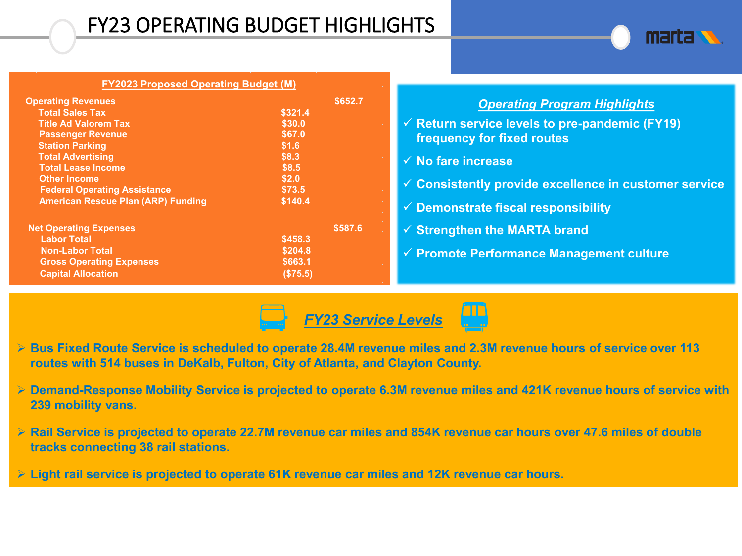# FY23 OPERATING BUDGET HIGHLIGHTS

**FY2023 Proposed Operating Budget (M)**

| | | |
|---|---|---|
| **Operating Revenues** | | **$652.7** |
| Total Sales Tax | $321.4 | |
| Title Ad Valorem Tax | $30.0 | |
| Passenger Revenue | $67.0 | |
| Station Parking | $1.6 | |
| Total Advertising | $8.3 | |
| Total Lease Income | $8.5 | |
| Other Income | $2.0 | |
| Federal Operating Assistance | $73.5 | |
| American Rescue Plan (ARP) Funding | $140.4 | |
| **Net Operating Expenses** | | **$587.6** |
| Labor Total | $458.3 | |
| Non-Labor Total | $204.8 | |
| Gross Operating Expenses | $663.1 | |
| Capital Allocation | ($75.5) | |

## *Operating Program Highlights*

- ✓ Return service levels to pre-pandemic (FY19) frequency for fixed routes
- ✓ No fare increase
- ✓ Consistently provide excellence in customer service
- ✓ Demonstrate fiscal responsibility
- ✓ Strengthen the MARTA brand
- ✓ Promote Performance Management culture

## *FY23 Service Levels*

- **Bus Fixed Route Service is scheduled to operate 28.4M revenue miles and 2.3M revenue hours of service over 113 routes with 514 buses in DeKalb, Fulton, City of Atlanta, and Clayton County.**
- **Demand-Response Mobility Service is projected to operate 6.3M revenue miles and 421K revenue hours of service with 239 mobility vans.**
- **Rail Service is projected to operate 22.7M revenue car miles and 854K revenue car hours over 47.6 miles of double tracks connecting 38 rail stations.**
- **Light rail service is projected to operate 61K revenue car miles and 12K revenue car hours.**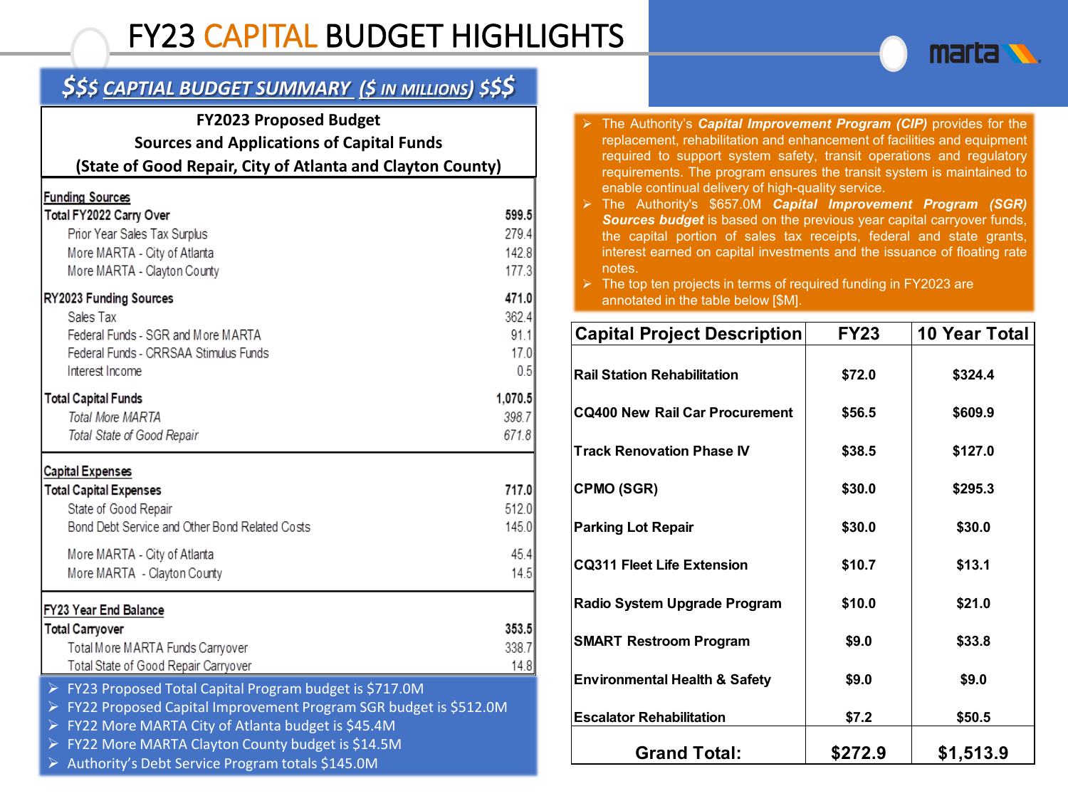# FY23 CAPITAL BUDGET HIGHLIGHTS

## $$$ CAPTIAL BUDGET SUMMARY ($ IN MILLIONS) $$$

**FY2023 Proposed Budget**
**Sources and Applications of Capital Funds**
**(State of Good Repair, City of Atlanta and Clayton County)**

| | |
|---|---|
| **Funding Sources** | |
| **Total FY2022 Carry Over** | **599.5** |
| Prior Year Sales Tax Surplus | 279.4 |
| More MARTA - City of Atlanta | 142.8 |
| More MARTA - Clayton County | 177.3 |
| **RY2023 Funding Sources** | **471.0** |
| Sales Tax | 362.4 |
| Federal Funds - SGR and More MARTA | 91.1 |
| Federal Funds - CRRSAA Stimulus Funds | 17.0 |
| Interest Income | 0.5 |
| **Total Capital Funds** | **1,070.5** |
| *Total More MARTA* | *398.7* |
| *Total State of Good Repair* | *671.8* |
| **Capital Expenses** | |
| **Total Capital Expenses** | **717.0** |
| State of Good Repair | 512.0 |
| Bond Debt Service and Other Bond Related Costs | 145.0 |
| More MARTA - City of Atlanta | 45.4 |
| More MARTA - Clayton County | 14.5 |
| **FY23 Year End Balance** | |
| **Total Carryover** | **353.5** |
| Total More MARTA Funds Carryover | 338.7 |
| Total State of Good Repair Carryover | 14.8 |

- FY23 Proposed Total Capital Program budget is $717.0M
- FY22 Proposed Capital Improvement Program SGR budget is $512.0M
- FY22 More MARTA City of Atlanta budget is $45.4M
- FY22 More MARTA Clayton County budget is $14.5M
- Authority's Debt Service Program totals $145.0M

- The Authority's ***Capital Improvement Program (CIP)*** provides for the replacement, rehabilitation and enhancement of facilities and equipment required to support system safety, transit operations and regulatory requirements. The program ensures the transit system is maintained to enable continual delivery of high-quality service.
- The Authority's $657.0M ***Capital Improvement Program (SGR) Sources budget*** is based on the previous year capital carryover funds, the capital portion of sales tax receipts, federal and state grants, interest earned on capital investments and the issuance of floating rate notes.
- The top ten projects in terms of required funding in FY2023 are annotated in the table below [$M].

| Capital Project Description | FY23 | 10 Year Total |
|---|---|---|
| **Rail Station Rehabilitation** | **$72.0** | **$324.4** |
| **CQ400 New Rail Car Procurement** | **$56.5** | **$609.9** |
| **Track Renovation Phase IV** | **$38.5** | **$127.0** |
| **CPMO (SGR)** | **$30.0** | **$295.3** |
| **Parking Lot Repair** | **$30.0** | **$30.0** |
| **CQ311 Fleet Life Extension** | **$10.7** | **$13.1** |
| **Radio System Upgrade Program** | **$10.0** | **$21.0** |
| **SMART Restroom Program** | **$9.0** | **$33.8** |
| **Environmental Health & Safety** | **$9.0** | **$9.0** |
| **Escalator Rehabilitation** | **$7.2** | **$50.5** |
| **Grand Total:** | **$272.9** | **$1,513.9** |